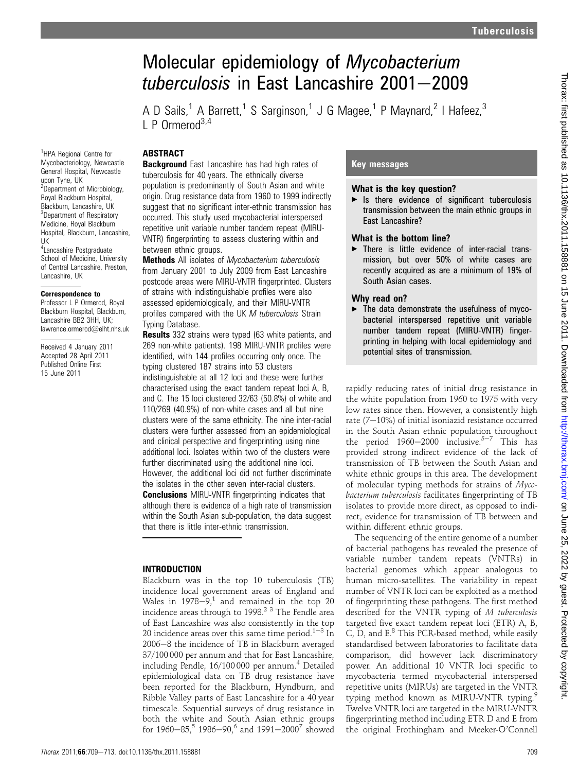# Molecular epidemiology of *Mycobacterium tuberculosis* in East Lancashire 2001–2009

A D Sails,[1] A Barrett,[1] S Sarginson,[1] J G Magee,[1] P Maynard,[2] I Hafeez,[3] L P Ormerod[3,4]

[1]HPA Regional Centre for Mycobacteriology, Newcastle General Hospital, Newcastle upon Tyne, UK
[2]Department of Microbiology, Royal Blackburn Hospital, Blackburn, Lancashire, UK
[3]Department of Respiratory Medicine, Royal Blackburn Hospital, Blackburn, Lancashire, UK
[4]Lancashire Postgraduate School of Medicine, University of Central Lancashire, Preston, Lancashire, UK

**Correspondence to**
Professor L P Ormerod, Royal Blackburn Hospital, Blackburn, Lancashire BB2 3HH, UK; lawrence.ormerod@elht.nhs.uk

Received 4 January 2011
Accepted 28 April 2011
Published Online First 15 June 2011

## ABSTRACT

**Background** East Lancashire has had high rates of tuberculosis for 40 years. The ethnically diverse population is predominantly of South Asian and white origin. Drug resistance data from 1960 to 1999 indirectly suggest that no significant inter-ethnic transmission has occurred. This study used mycobacterial interspersed repetitive unit variable number tandem repeat (MIRU-VNTR) fingerprinting to assess clustering within and between ethnic groups.

**Methods** All isolates of *Mycobacterium tuberculosis* from January 2001 to July 2009 from East Lancashire postcode areas were MIRU-VNTR fingerprinted. Clusters of strains with indistinguishable profiles were also assessed epidemiologically, and their MIRU-VNTR profiles compared with the UK *M tuberculosis* Strain Typing Database.

**Results** 332 strains were typed (63 white patients, and 269 non-white patients). 198 MIRU-VNTR profiles were identified, with 144 profiles occurring only once. The typing clustered 187 strains into 53 clusters indistinguishable at all 12 loci and these were further characterised using the exact tandem repeat loci A, B, and C. The 15 loci clustered 32/63 (50.8%) of white and 110/269 (40.9%) of non-white cases and all but nine clusters were of the same ethnicity. The nine inter-racial clusters were further assessed from an epidemiological and clinical perspective and fingerprinting using nine additional loci. Isolates within two of the clusters were further discriminated using the additional nine loci. However, the additional loci did not further discriminate the isolates in the other seven inter-racial clusters.

**Conclusions** MIRU-VNTR fingerprinting indicates that although there is evidence of a high rate of transmission within the South Asian sub-population, the data suggest that there is little inter-ethnic transmission.

## Key messages

### What is the key question?

- Is there evidence of significant tuberculosis transmission between the main ethnic groups in East Lancashire?

### What is the bottom line?

- There is little evidence of inter-racial transmission, but over 50% of white cases are recently acquired as are a minimum of 19% of South Asian cases.

### Why read on?

- The data demonstrate the usefulness of mycobacterial interspersed repetitive unit variable number tandem repeat (MIRU-VNTR) fingerprinting in helping with local epidemiology and potential sites of transmission.

## INTRODUCTION

Blackburn was in the top 10 tuberculosis (TB) incidence local government areas of England and Wales in 1978–9,[1] and remained in the top 20 incidence areas through to 1998.[2,3] The Pendle area of East Lancashire was also consistently in the top 20 incidence areas over this same time period.[1–3] In 2006–8 the incidence of TB in Blackburn averaged 37/100 000 per annum and that for East Lancashire, including Pendle, 16/100 000 per annum.[4] Detailed epidemiological data on TB drug resistance have been reported for the Blackburn, Hyndburn, and Ribble Valley parts of East Lancashire for a 40 year timescale. Sequential surveys of drug resistance in both the white and South Asian ethnic groups for 1960–85,[5] 1986–90,[6] and 1991–2000[7] showed rapidly reducing rates of initial drug resistance in the white population from 1960 to 1975 with very low rates since then. However, a consistently high rate (7–10%) of initial isoniazid resistance occurred in the South Asian ethnic population throughout the period 1960–2000 inclusive.[5–7] This has provided strong indirect evidence of the lack of transmission of TB between the South Asian and white ethnic groups in this area. The development of molecular typing methods for strains of *Mycobacterium tuberculosis* facilitates fingerprinting of TB isolates to provide more direct, as opposed to indirect, evidence for transmission of TB between and within different ethnic groups.

The sequencing of the entire genome of a number of bacterial pathogens has revealed the presence of variable number tandem repeats (VNTRs) in bacterial genomes which appear analogous to human micro-satellites. The variability in repeat number of VNTR loci can be exploited as a method of fingerprinting these pathogens. The first method described for the VNTR typing of *M tuberculosis* targeted five exact tandem repeat loci (ETR) A, B, C, D, and E.[8] This PCR-based method, while easily standardised between laboratories to facilitate data comparison, did however lack discriminatory power. An additional 10 VNTR loci specific to mycobacteria termed mycobacterial interspersed repetitive units (MIRUs) are targeted in the VNTR typing method known as MIRU-VNTR typing.[9] Twelve VNTR loci are targeted in the MIRU-VNTR fingerprinting method including ETR D and E from the original Frothingham and Meeker-O'Connell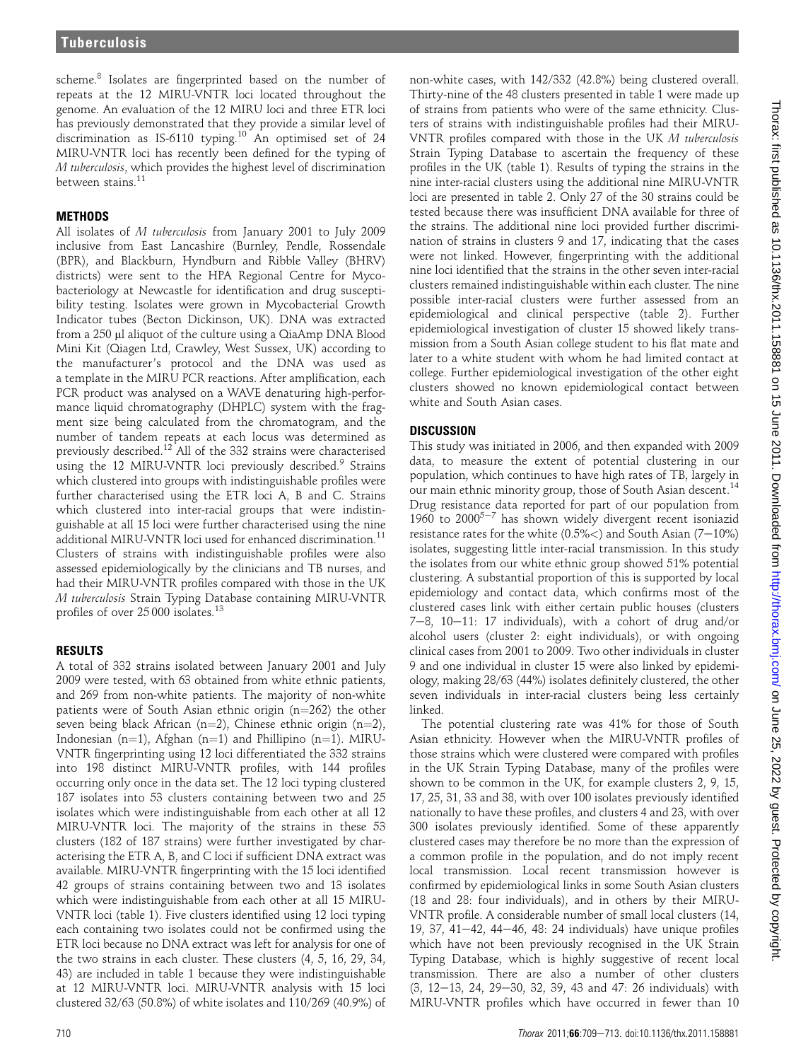scheme.[8] Isolates are fingerprinted based on the number of repeats at the 12 MIRU-VNTR loci located throughout the genome. An evaluation of the 12 MIRU loci and three ETR loci has previously demonstrated that they provide a similar level of discrimination as IS-6110 typing.[10] An optimised set of 24 MIRU-VNTR loci has recently been defined for the typing of *M tuberculosis*, which provides the highest level of discrimination between stains.[11]

## METHODS

All isolates of *M tuberculosis* from January 2001 to July 2009 inclusive from East Lancashire (Burnley, Pendle, Rossendale (BPR), and Blackburn, Hyndburn and Ribble Valley (BHRV) districts) were sent to the HPA Regional Centre for Mycobacteriology at Newcastle for identification and drug susceptibility testing. Isolates were grown in Mycobacterial Growth Indicator tubes (Becton Dickinson, UK). DNA was extracted from a 250 μl aliquot of the culture using a QiaAmp DNA Blood Mini Kit (Qiagen Ltd, Crawley, West Sussex, UK) according to the manufacturer's protocol and the DNA was used as a template in the MIRU PCR reactions. After amplification, each PCR product was analysed on a WAVE denaturing high-performance liquid chromatography (DHPLC) system with the fragment size being calculated from the chromatogram, and the number of tandem repeats at each locus was determined as previously described.[12] All of the 332 strains were characterised using the 12 MIRU-VNTR loci previously described.[9] Strains which clustered into groups with indistinguishable profiles were further characterised using the ETR loci A, B and C. Strains which clustered into inter-racial groups that were indistinguishable at all 15 loci were further characterised using the nine additional MIRU-VNTR loci used for enhanced discrimination.[11] Clusters of strains with indistinguishable profiles were also assessed epidemiologically by the clinicians and TB nurses, and had their MIRU-VNTR profiles compared with those in the UK *M tuberculosis* Strain Typing Database containing MIRU-VNTR profiles of over 25 000 isolates.[13]

## RESULTS

A total of 332 strains isolated between January 2001 and July 2009 were tested, with 63 obtained from white ethnic patients, and 269 from non-white patients. The majority of non-white patients were of South Asian ethnic origin (n=262) the other seven being black African (n=2), Chinese ethnic origin (n=2), Indonesian (n=1), Afghan (n=1) and Phillipino (n=1). MIRU-VNTR fingerprinting using 12 loci differentiated the 332 strains into 198 distinct MIRU-VNTR profiles, with 144 profiles occurring only once in the data set. The 12 loci typing clustered 187 isolates into 53 clusters containing between two and 25 isolates which were indistinguishable from each other at all 12 MIRU-VNTR loci. The majority of the strains in these 53 clusters (182 of 187 strains) were further investigated by characterising the ETR A, B, and C loci if sufficient DNA extract was available. MIRU-VNTR fingerprinting with the 15 loci identified 42 groups of strains containing between two and 13 isolates which were indistinguishable from each other at all 15 MIRU-VNTR loci (table 1). Five clusters identified using 12 loci typing each containing two isolates could not be confirmed using the ETR loci because no DNA extract was left for analysis for one of the two strains in each cluster. These clusters (4, 5, 16, 29, 34, 43) are included in table 1 because they were indistinguishable at 12 MIRU-VNTR loci. MIRU-VNTR analysis with 15 loci clustered 32/63 (50.8%) of white isolates and 110/269 (40.9%) of non-white cases, with 142/332 (42.8%) being clustered overall. Thirty-nine of the 48 clusters presented in table 1 were made up of strains from patients who were of the same ethnicity. Clusters of strains with indistinguishable profiles had their MIRU-VNTR profiles compared with those in the UK *M tuberculosis* Strain Typing Database to ascertain the frequency of these profiles in the UK (table 1). Results of typing the strains in the nine inter-racial clusters using the additional nine MIRU-VNTR loci are presented in table 2. Only 27 of the 30 strains could be tested because there was insufficient DNA available for three of the strains. The additional nine loci provided further discrimination of strains in clusters 9 and 17, indicating that the cases were not linked. However, fingerprinting with the additional nine loci identified that the strains in the other seven inter-racial clusters remained indistinguishable within each cluster. The nine possible inter-racial clusters were further assessed from an epidemiological and clinical perspective (table 2). Further epidemiological investigation of cluster 15 showed likely transmission from a South Asian college student to his flat mate and later to a white student with whom he had limited contact at college. Further epidemiological investigation of the other eight clusters showed no known epidemiological contact between white and South Asian cases.

## DISCUSSION

This study was initiated in 2006, and then expanded with 2009 data, to measure the extent of potential clustering in our population, which continues to have high rates of TB, largely in our main ethnic minority group, those of South Asian descent.[14] Drug resistance data reported for part of our population from 1960 to 2000[5–7] has shown widely divergent recent isoniazid resistance rates for the white (0.5%<) and South Asian (7–10%) isolates, suggesting little inter-racial transmission. In this study the isolates from our white ethnic group showed 51% potential clustering. A substantial proportion of this is supported by local epidemiology and contact data, which confirms most of the clustered cases link with either certain public houses (clusters 7–8, 10–11: 17 individuals), with a cohort of drug and/or alcohol users (cluster 2: eight individuals), or with ongoing clinical cases from 2001 to 2009. Two other individuals in cluster 9 and one individual in cluster 15 were also linked by epidemiology, making 28/63 (44%) isolates definitely clustered, the other seven individuals in inter-racial clusters being less certainly linked.

The potential clustering rate was 41% for those of South Asian ethnicity. However when the MIRU-VNTR profiles of those strains which were clustered were compared with profiles in the UK Strain Typing Database, many of the profiles were shown to be common in the UK, for example clusters 2, 9, 15, 17, 25, 31, 33 and 38, with over 100 isolates previously identified nationally to have these profiles, and clusters 4 and 23, with over 300 isolates previously identified. Some of these apparently clustered cases may therefore be no more than the expression of a common profile in the population, and do not imply recent local transmission. Local recent transmission however is confirmed by epidemiological links in some South Asian clusters (18 and 28: four individuals), and in others by their MIRU-VNTR profile. A considerable number of small local clusters (14, 19, 37, 41–42, 44–46, 48: 24 individuals) have unique profiles which have not been previously recognised in the UK Strain Typing Database, which is highly suggestive of recent local transmission. There are also a number of other clusters (3, 12–13, 24, 29–30, 32, 39, 43 and 47: 26 individuals) with MIRU-VNTR profiles which have occurred in fewer than 10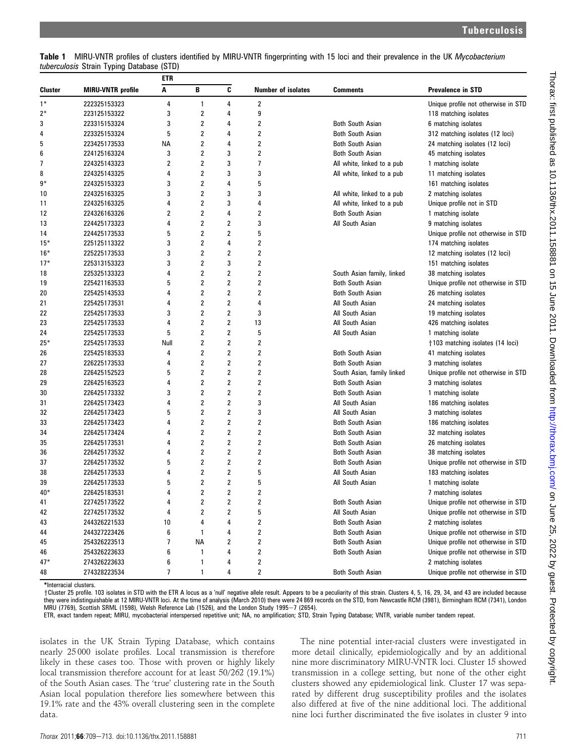**Table 1** MIRU-VNTR profiles of clusters identified by MIRU-VNTR fingerprinting with 15 loci and their prevalence in the UK *Mycobacterium tuberculosis* Strain Typing Database (STD)

| Cluster | MIRU-VNTR profile | ETR A | B | C | Number of isolates | Comments | Prevalence in STD |
|---|---|---|---|---|---|---|---|
| 1* | 222325153323 | 4 | 1 | 4 | 2 | | Unique profile not otherwise in STD |
| 2* | 223125153322 | 3 | 2 | 4 | 9 | | 118 matching isolates |
| 3 | 223315153324 | 3 | 2 | 4 | 2 | Both South Asian | 6 matching isolates |
| 4 | 223325153324 | 5 | 2 | 4 | 2 | Both South Asian | 312 matching isolates (12 loci) |
| 5 | 223425173533 | NA | 2 | 4 | 2 | Both South Asian | 24 matching isolates (12 loci) |
| 6 | 224125163324 | 3 | 2 | 3 | 2 | Both South Asian | 45 matching isolates |
| 7 | 224325143323 | 2 | 2 | 3 | 7 | All white, linked to a pub | 1 matching isolate |
| 8 | 224325143325 | 4 | 2 | 3 | 3 | All white, linked to a pub | 11 matching isolates |
| 9* | 224325153323 | 3 | 2 | 4 | 5 | | 161 matching isolates |
| 10 | 224325163325 | 3 | 2 | 3 | 3 | All white, linked to a pub | 2 matching isolates |
| 11 | 224325163325 | 4 | 2 | 3 | 4 | All white, linked to a pub | Unique profile not in STD |
| 12 | 224326163326 | 2 | 2 | 4 | 2 | Both South Asian | 1 matching isolate |
| 13 | 224425173323 | 4 | 2 | 2 | 3 | All South Asian | 9 matching isolates |
| 14 | 224425173533 | 5 | 2 | 2 | 5 | | Unique profile not otherwise in STD |
| 15* | 225125113322 | 3 | 2 | 4 | 2 | | 174 matching isolates |
| 16* | 225225173533 | 3 | 2 | 2 | 2 | | 12 matching isolates (12 loci) |
| 17* | 225313153323 | 3 | 2 | 3 | 2 | | 151 matching isolates |
| 18 | 225325133323 | 4 | 2 | 2 | 2 | South Asian family, linked | 38 matching isolates |
| 19 | 225421163533 | 5 | 2 | 2 | 2 | Both South Asian | Unique profile not otherwise in STD |
| 20 | 225425143533 | 4 | 2 | 2 | 2 | Both South Asian | 26 matching isolates |
| 21 | 225425173531 | 4 | 2 | 2 | 4 | All South Asian | 24 matching isolates |
| 22 | 225425173533 | 3 | 2 | 2 | 3 | All South Asian | 19 matching isolates |
| 23 | 225425173533 | 4 | 2 | 2 | 13 | All South Asian | 426 matching isolates |
| 24 | 225425173533 | 5 | 2 | 2 | 5 | All South Asian | 1 matching isolate |
| 25* | 225425173533 | Null | 2 | 2 | 2 | | †103 matching isolates (14 loci) |
| 26 | 225425183533 | 4 | 2 | 2 | 2 | Both South Asian | 41 matching isolates |
| 27 | 226225173533 | 4 | 2 | 2 | 2 | Both South Asian | 3 matching isolates |
| 28 | 226425152523 | 5 | 2 | 2 | 2 | South Asian, family linked | Unique profile not otherwise in STD |
| 29 | 226425163523 | 4 | 2 | 2 | 2 | Both South Asian | 3 matching isolates |
| 30 | 226425173332 | 3 | 2 | 2 | 2 | Both South Asian | 1 matching isolate |
| 31 | 226425173423 | 4 | 2 | 2 | 3 | All South Asian | 186 matching isolates |
| 32 | 226425173423 | 5 | 2 | 2 | 3 | All South Asian | 3 matching isolates |
| 33 | 226425173423 | 4 | 2 | 2 | 2 | Both South Asian | 186 matching isolates |
| 34 | 226425173424 | 4 | 2 | 2 | 2 | Both South Asian | 32 matching isolates |
| 35 | 226425173531 | 4 | 2 | 2 | 2 | Both South Asian | 26 matching isolates |
| 36 | 226425173532 | 4 | 2 | 2 | 2 | Both South Asian | 38 matching isolates |
| 37 | 226425173532 | 5 | 2 | 2 | 2 | Both South Asian | Unique profile not otherwise in STD |
| 38 | 226425173533 | 4 | 2 | 2 | 5 | All South Asian | 183 matching isolates |
| 39 | 226425173533 | 5 | 2 | 2 | 5 | All South Asian | 1 matching isolate |
| 40* | 226425183531 | 4 | 2 | 2 | 2 | | 7 matching isolates |
| 41 | 227425173522 | 4 | 2 | 2 | 2 | Both South Asian | Unique profile not otherwise in STD |
| 42 | 227425173532 | 4 | 2 | 2 | 5 | All South Asian | Unique profile not otherwise in STD |
| 43 | 244326221533 | 10 | 4 | 4 | 2 | Both South Asian | 2 matching isolates |
| 44 | 244327223426 | 6 | 1 | 4 | 2 | Both South Asian | Unique profile not otherwise in STD |
| 45 | 254326223513 | 7 | NA | 2 | 2 | Both South Asian | Unique profile not otherwise in STD |
| 46 | 254326223633 | 6 | 1 | 4 | 2 | Both South Asian | Unique profile not otherwise in STD |
| 47* | 274326223633 | 6 | 1 | 4 | 2 | | 2 matching isolates |
| 48 | 274328223534 | 7 | 1 | 4 | 2 | Both South Asian | Unique profile not otherwise in STD |

*Interracial clusters.

†Cluster 25 profile. 103 isolates in STD with the ETR A locus as a 'null' negative allele result. Appears to be a peculiarity of this strain. Clusters 4, 5, 16, 29, 34, and 43 are included because they were indistinguishable at 12 MIRU-VNTR loci. At the time of analysis (March 2010) there were 24 869 records on the STD, from Newcastle RCM (3981), Birmingham RCM (7341), London MRU (7769), Scottish SRML (1598), Welsh Reference Lab (1526), and the London Study 1995–7 (2654).

ETR, exact tandem repeat; MIRU, mycobacterial interspersed repetitive unit; NA, no amplification; STD, Strain Typing Database; VNTR, variable number tandem repeat.

isolates in the UK Strain Typing Database, which contains nearly 25 000 isolate profiles. Local transmission is therefore likely in these cases too. Those with proven or highly likely local transmission therefore account for at least 50/262 (19.1%) of the South Asian cases. The 'true' clustering rate in the South Asian local population therefore lies somewhere between this 19.1% rate and the 43% overall clustering seen in the complete data.

The nine potential inter-racial clusters were investigated in more detail clinically, epidemiologically and by an additional nine more discriminatory MIRU-VNTR loci. Cluster 15 showed transmission in a college setting, but none of the other eight clusters showed any epidemiological link. Cluster 17 was separated by different drug susceptibility profiles and the isolates also differed at five of the nine additional loci. The additional nine loci further discriminated the five isolates in cluster 9 into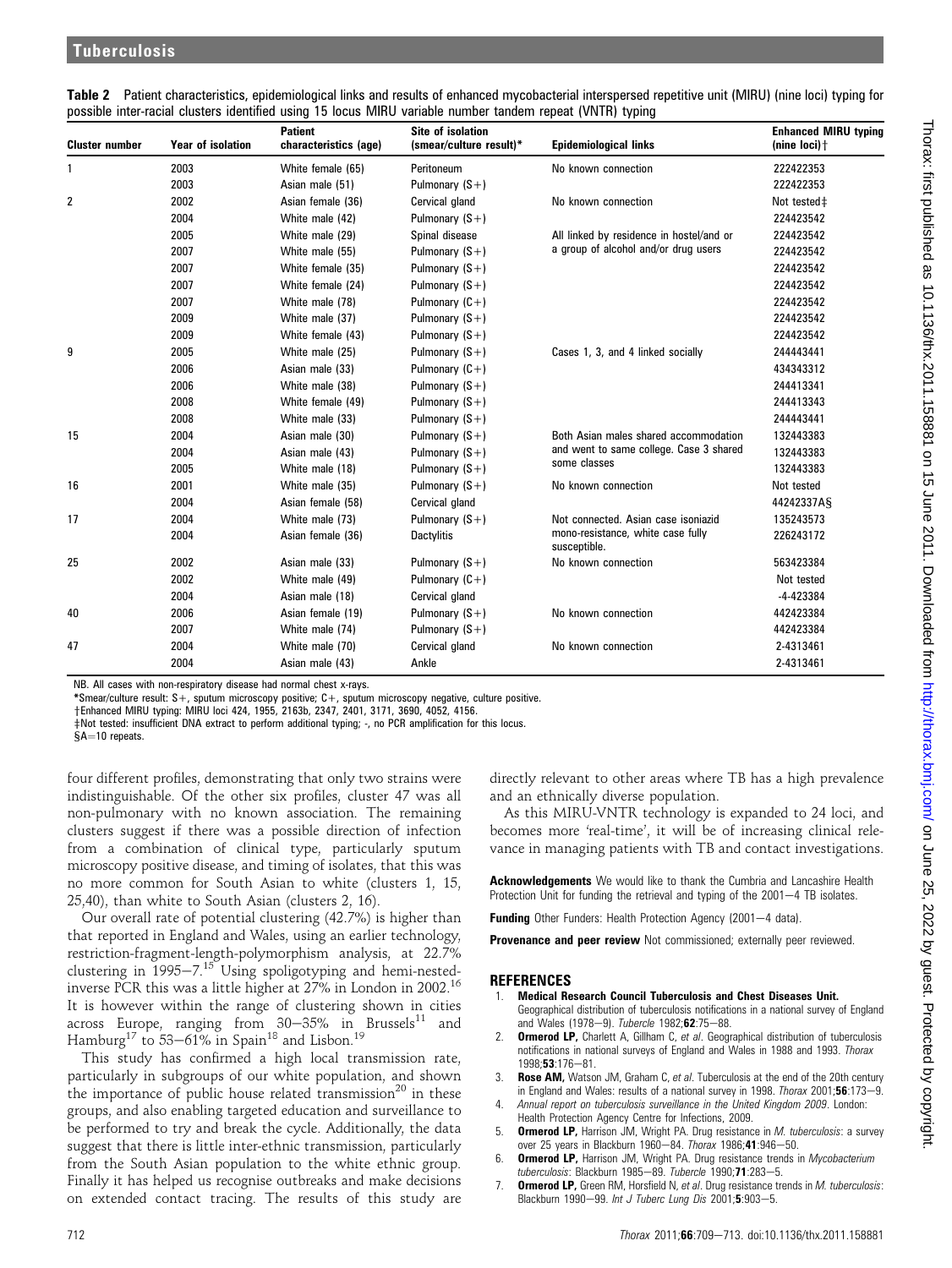**Table 2** Patient characteristics, epidemiological links and results of enhanced mycobacterial interspersed repetitive unit (MIRU) (nine loci) typing for possible inter-racial clusters identified using 15 locus MIRU variable number tandem repeat (VNTR) typing

| Cluster number | Year of isolation | Patient characteristics (age) | Site of isolation (smear/culture result)* | Epidemiological links | Enhanced MIRU typing (nine loci)† |
|---|---|---|---|---|---|
| 1 | 2003 | White female (65) | Peritoneum | No known connection | 222422353 |
| | 2003 | Asian male (51) | Pulmonary (S+) | | 222422353 |
| 2 | 2002 | Asian female (36) | Cervical gland | No known connection | Not tested‡ |
| | 2004 | White male (42) | Pulmonary (S+) | | 224423542 |
| | 2005 | White male (29) | Spinal disease | All linked by residence in hostel/and or a group of alcohol and/or drug users | 224423542 |
| | 2007 | White male (55) | Pulmonary (S+) | | 224423542 |
| | 2007 | White female (35) | Pulmonary (S+) | | 224423542 |
| | 2007 | White female (24) | Pulmonary (S+) | | 224423542 |
| | 2007 | White male (78) | Pulmonary (C+) | | 224423542 |
| | 2009 | White male (37) | Pulmonary (S+) | | 224423542 |
| | 2009 | White female (43) | Pulmonary (S+) | | 224423542 |
| 9 | 2005 | White male (25) | Pulmonary (S+) | Cases 1, 3, and 4 linked socially | 244443441 |
| | 2006 | Asian male (33) | Pulmonary (C+) | | 434343312 |
| | 2006 | White male (38) | Pulmonary (S+) | | 244413341 |
| | 2008 | White female (49) | Pulmonary (S+) | | 244413343 |
| | 2008 | White male (33) | Pulmonary (S+) | | 244443441 |
| 15 | 2004 | Asian male (30) | Pulmonary (S+) | Both Asian males shared accommodation and went to same college. Case 3 shared some classes | 132443383 |
| | 2004 | Asian male (43) | Pulmonary (S+) | | 132443383 |
| | 2005 | White male (18) | Pulmonary (S+) | | 132443383 |
| 16 | 2001 | White male (35) | Pulmonary (S+) | No known connection | Not tested |
| | 2004 | Asian female (58) | Cervical gland | | 44242337A§ |
| 17 | 2004 | White male (73) | Pulmonary (S+) | Not connected. Asian case isoniazid mono-resistance, white case fully susceptible. | 135243573 |
| | 2004 | Asian female (36) | Dactylitis | | 226243172 |
| 25 | 2002 | Asian male (33) | Pulmonary (S+) | No known connection | 563423384 |
| | 2002 | White male (49) | Pulmonary (C+) | | Not tested |
| | 2004 | Asian male (18) | Cervical gland | | -4-423384 |
| 40 | 2006 | Asian female (19) | Pulmonary (S+) | No known connection | 442423384 |
| | 2007 | White male (74) | Pulmonary (S+) | | 442423384 |
| 47 | 2004 | White male (70) | Cervical gland | No known connection | 2-4313461 |
| | 2004 | Asian male (43) | Ankle | | 2-4313461 |

NB. All cases with non-respiratory disease had normal chest x-rays.

*Smear/culture result: S+, sputum microscopy positive; C+, sputum microscopy negative, culture positive.

†Enhanced MIRU typing: MIRU loci 424, 1955, 2163b, 2347, 2401, 3171, 3690, 4052, 4156.

‡Not tested: insufficient DNA extract to perform additional typing; -, no PCR amplification for this locus.

§A=10 repeats.

four different profiles, demonstrating that only two strains were indistinguishable. Of the other six profiles, cluster 47 was all non-pulmonary with no known association. The remaining clusters suggest if there was a possible direction of infection from a combination of clinical type, particularly sputum microscopy positive disease, and timing of isolates, that this was no more common for South Asian to white (clusters 1, 15, 25,40), than white to South Asian (clusters 2, 16).

Our overall rate of potential clustering (42.7%) is higher than that reported in England and Wales, using an earlier technology, restriction-fragment-length-polymorphism analysis, at 22.7% clustering in 1995–7.[15] Using spoligotyping and hemi-nested-inverse PCR this was a little higher at 27% in London in 2002.[16] It is however within the range of clustering shown in cities across Europe, ranging from 30–35% in Brussels[11] and Hamburg[17] to 53–61% in Spain[18] and Lisbon.[19]

This study has confirmed a high local transmission rate, particularly in subgroups of our white population, and shown the importance of public house related transmission[20] in these groups, and also enabling targeted education and surveillance to be performed to try and break the cycle. Additionally, the data suggest that there is little inter-ethnic transmission, particularly from the South Asian population to the white ethnic group. Finally it has helped us recognise outbreaks and make decisions on extended contact tracing. The results of this study are directly relevant to other areas where TB has a high prevalence and an ethnically diverse population.

As this MIRU-VNTR technology is expanded to 24 loci, and becomes more 'real-time', it will be of increasing clinical relevance in managing patients with TB and contact investigations.

**Acknowledgements** We would like to thank the Cumbria and Lancashire Health Protection Unit for funding the retrieval and typing of the 2001–4 TB isolates.

**Funding** Other Funders: Health Protection Agency (2001–4 data).

**Provenance and peer review** Not commissioned; externally peer reviewed.

## REFERENCES

1. **Medical Research Council Tuberculosis and Chest Diseases Unit.** Geographical distribution of tuberculosis notifications in a national survey of England and Wales (1978–9). *Tubercle* 1982;**62**:75–88.
2. **Ormerod LP,** Charlett A, Gillham C, *et al*. Geographical distribution of tuberculosis notifications in national surveys of England and Wales in 1988 and 1993. *Thorax* 1998;**53**:176–81.
3. **Rose AM,** Watson JM, Graham C, *et al*. Tuberculosis at the end of the 20th century in England and Wales: results of a national survey in 1998. *Thorax* 2001;**56**:173–9.
4. *Annual report on tuberculosis surveillance in the United Kingdom 2009*. London: Health Protection Agency Centre for Infections, 2009.
5. **Ormerod LP,** Harrison JM, Wright PA. Drug resistance in *M. tuberculosis*: a survey over 25 years in Blackburn 1960–84. *Thorax* 1986;**41**:946–50.
6. **Ormerod LP,** Harrison JM, Wright PA. Drug resistance trends in *Mycobacterium tuberculosis*: Blackburn 1985–89. *Tubercle* 1990;**71**:283–5.
7. **Ormerod LP,** Green RM, Horsfield N, *et al*. Drug resistance trends in *M. tuberculosis*: Blackburn 1990–99. *Int J Tuberc Lung Dis* 2001;**5**:903–5.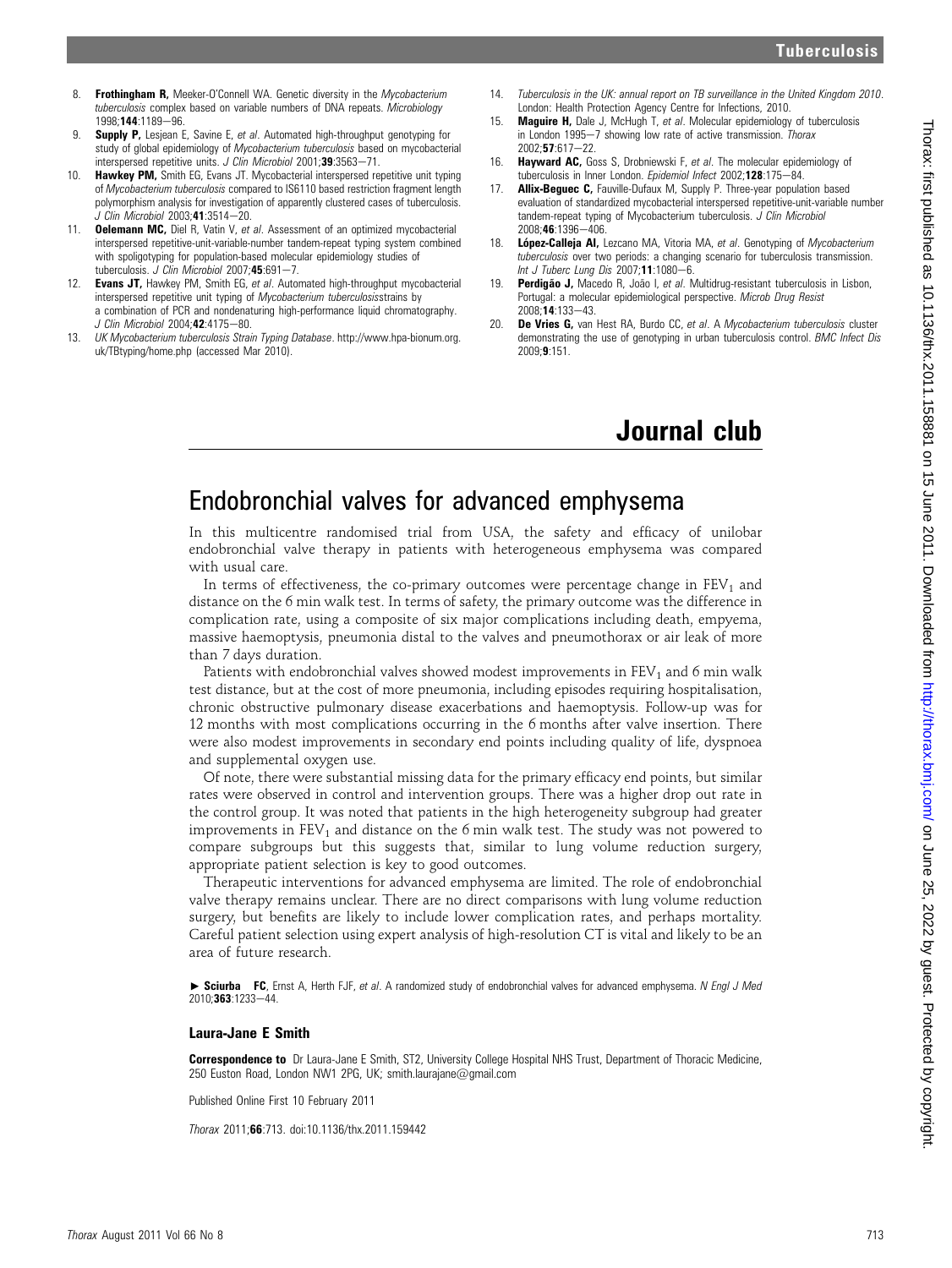8. **Frothingham R,** Meeker-O'Connell WA. Genetic diversity in the *Mycobacterium tuberculosis* complex based on variable numbers of DNA repeats. *Microbiology* 1998;**144**:1189–96.
9. **Supply P,** Lesjean E, Savine E, *et al*. Automated high-throughput genotyping for study of global epidemiology of *Mycobacterium tuberculosis* based on mycobacterial interspersed repetitive units. *J Clin Microbiol* 2001;**39**:3563–71.
10. **Hawkey PM,** Smith EG, Evans JT. Mycobacterial interspersed repetitive unit typing of *Mycobacterium tuberculosis* compared to IS6110 based restriction fragment length polymorphism analysis for investigation of apparently clustered cases of tuberculosis. *J Clin Microbiol* 2003;**41**:3514–20.
11. **Oelemann MC,** Diel R, Vatin V, *et al*. Assessment of an optimized mycobacterial interspersed repetitive-unit-variable-number tandem-repeat typing system combined with spoligotyping for population-based molecular epidemiology studies of tuberculosis. *J Clin Microbiol* 2007;**45**:691–7.
12. **Evans JT,** Hawkey PM, Smith EG, *et al*. Automated high-throughput mycobacterial interspersed repetitive unit typing of *Mycobacterium tuberculosis*strains by a combination of PCR and nondenaturing high-performance liquid chromatography. *J Clin Microbiol* 2004;**42**:4175–80.
13. *UK Mycobacterium tuberculosis Strain Typing Database*. http://www.hpa-bionum.org.uk/TBtyping/home.php (accessed Mar 2010).
14. *Tuberculosis in the UK: annual report on TB surveillance in the United Kingdom 2010*. London: Health Protection Agency Centre for Infections, 2010.
15. **Maguire H,** Dale J, McHugh T, *et al*. Molecular epidemiology of tuberculosis in London 1995–7 showing low rate of active transmission. *Thorax* 2002;**57**:617–22.
16. **Hayward AC,** Goss S, Drobniewski F, *et al*. The molecular epidemiology of tuberculosis in Inner London. *Epidemiol Infect* 2002;**128**:175–84.
17. **Allix-Beguec C,** Fauville-Dufaux M, Supply P. Three-year population based evaluation of standardized mycobacterial interspersed repetitive-unit-variable number tandem-repeat typing of Mycobacterium tuberculosis. *J Clin Microbiol* 2008;**46**:1396–406.
18. **López-Calleja AI,** Lezcano MA, Vitoria MA, *et al*. Genotyping of *Mycobacterium tuberculosis* over two periods: a changing scenario for tuberculosis transmission. *Int J Tuberc Lung Dis* 2007;**11**:1080–6.
19. **Perdigão J,** Macedo R, João I, *et al*. Multidrug-resistant tuberculosis in Lisbon, Portugal: a molecular epidemiological perspective. *Microb Drug Resist* 2008;**14**:133–43.
20. **De Vries G,** van Hest RA, Burdo CC, *et al*. A *Mycobacterium tuberculosis* cluster demonstrating the use of genotyping in urban tuberculosis control. *BMC Infect Dis* 2009;**9**:151.

# Journal club

## Endobronchial valves for advanced emphysema

In this multicentre randomised trial from USA, the safety and efficacy of unilobar endobronchial valve therapy in patients with heterogeneous emphysema was compared with usual care.

In terms of effectiveness, the co-primary outcomes were percentage change in $FEV_1$ and distance on the 6 min walk test. In terms of safety, the primary outcome was the difference in complication rate, using a composite of six major complications including death, empyema, massive haemoptysis, pneumonia distal to the valves and pneumothorax or air leak of more than 7 days duration.

Patients with endobronchial valves showed modest improvements in $FEV_1$ and 6 min walk test distance, but at the cost of more pneumonia, including episodes requiring hospitalisation, chronic obstructive pulmonary disease exacerbations and haemoptysis. Follow-up was for 12 months with most complications occurring in the 6 months after valve insertion. There were also modest improvements in secondary end points including quality of life, dyspnoea and supplemental oxygen use.

Of note, there were substantial missing data for the primary efficacy end points, but similar rates were observed in control and intervention groups. There was a higher drop out rate in the control group. It was noted that patients in the high heterogeneity subgroup had greater improvements in $FEV_1$ and distance on the 6 min walk test. The study was not powered to compare subgroups but this suggests that, similar to lung volume reduction surgery, appropriate patient selection is key to good outcomes.

Therapeutic interventions for advanced emphysema are limited. The role of endobronchial valve therapy remains unclear. There are no direct comparisons with lung volume reduction surgery, but benefits are likely to include lower complication rates, and perhaps mortality. Careful patient selection using expert analysis of high-resolution CT is vital and likely to be an area of future research.

► **Sciurba FC**, Ernst A, Herth FJF, *et al*. A randomized study of endobronchial valves for advanced emphysema. *N Engl J Med* 2010;**363**:1233–44.

### Laura-Jane E Smith

**Correspondence to** Dr Laura-Jane E Smith, ST2, University College Hospital NHS Trust, Department of Thoracic Medicine, 250 Euston Road, London NW1 2PG, UK; smith.laurajane@gmail.com

Published Online First 10 February 2011

Thorax 2011;**66**:713. doi:10.1136/thx.2011.159442